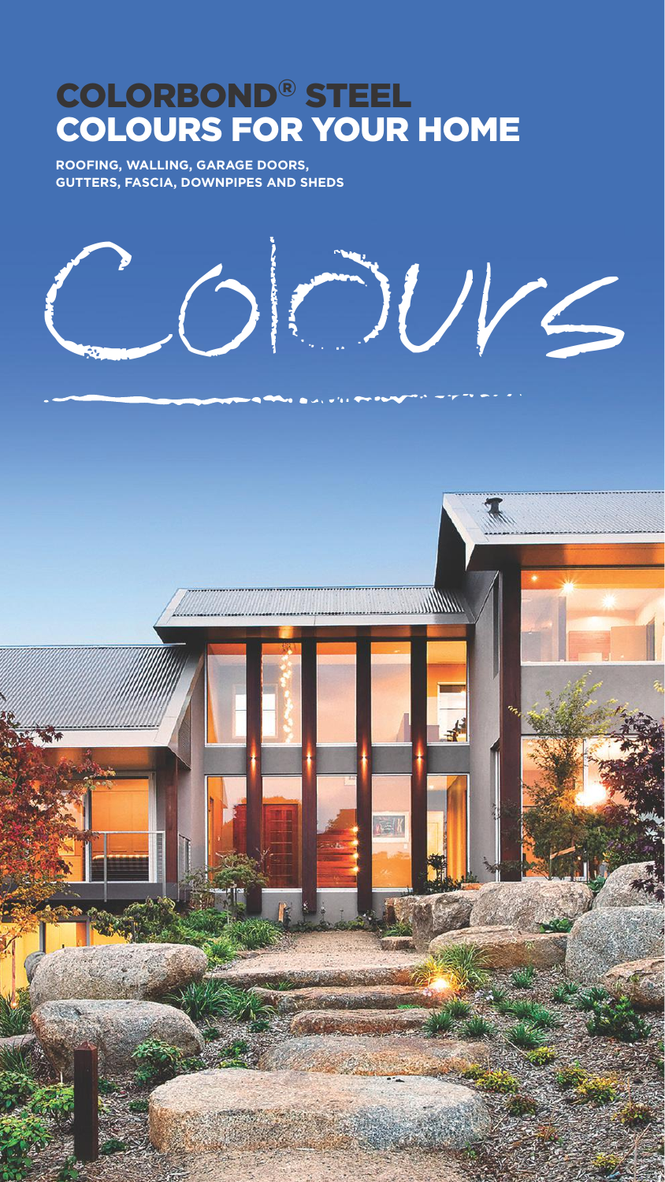# COLORBOND® STEEL COLOURS FOR YOUR HOME

**ROOFING, WALLING, GARAGE DOORS, GUTTERS, FASCIA, DOWNPIPES AND SHEDS**

Colours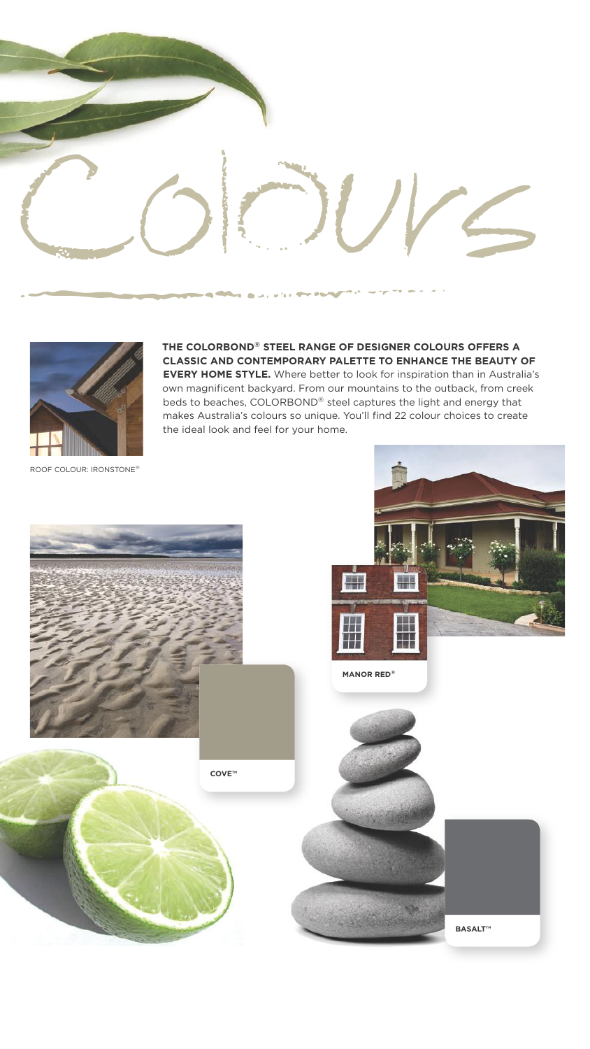# Colours

**THE COLORBOND® STEEL RANGE OF DESIGNER COLOURS OFFERS A CLASSIC AND CONTEMPORARY PALETTE TO ENHANCE THE BEAUTY OF EVERY HOME STYLE.** Where better to look for inspiration than in Australia's own magnificent backyard. From our mountains to the outback, from creek beds to beaches, COLORBOND® steel captures the light and energy that makes Australia's colours so unique. You'll find 22 colour choices to create the ideal look and feel for your home.

ROOF COLOUR: IRONSTONE®

**MANOR RED®**

**COVE™**

**BASALT™**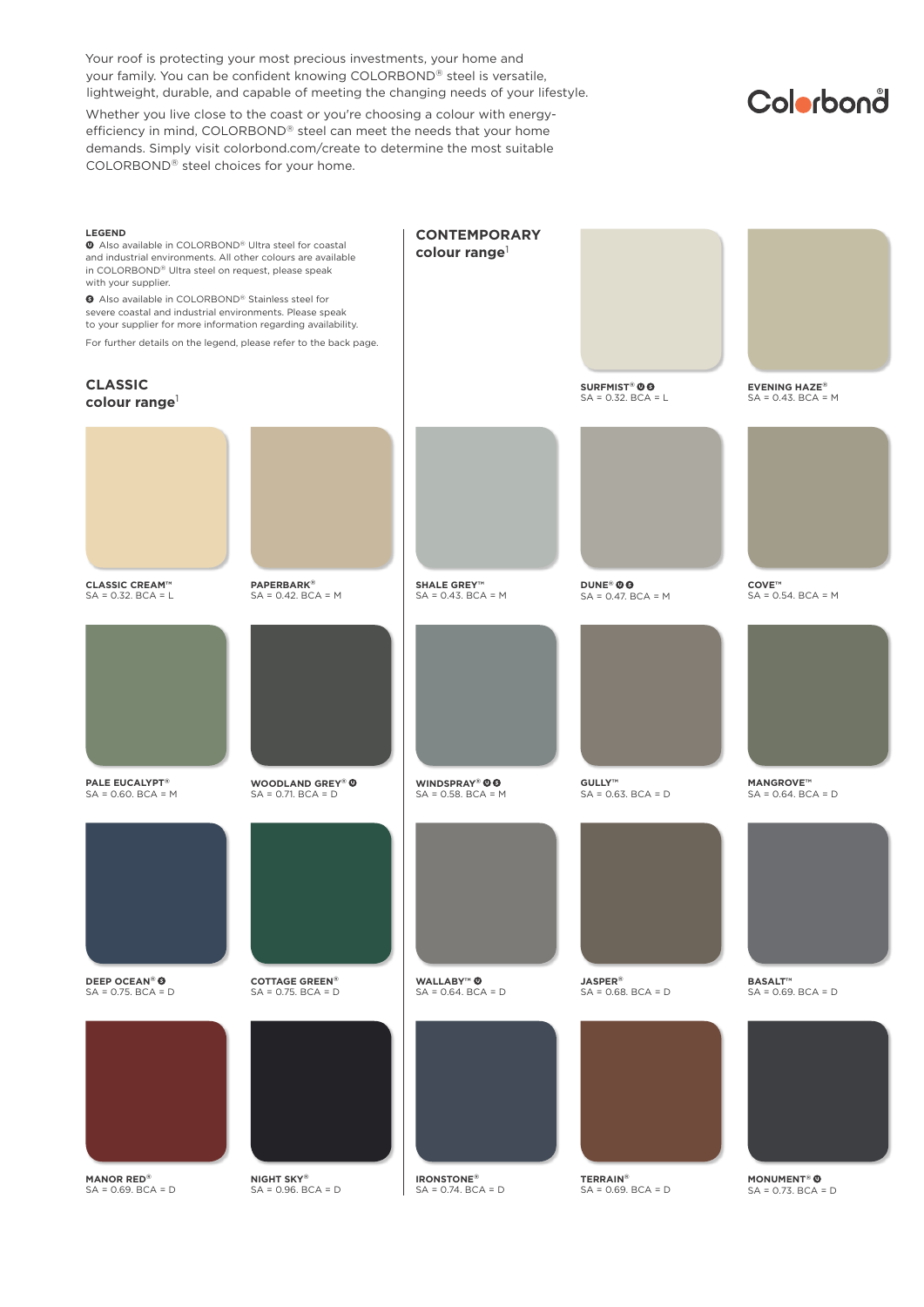Your roof is protecting your most precious investments, your home and your family. You can be confident knowing COLORBOND® steel is versatile, lightweight, durable, and capable of meeting the changing needs of your lifestyle.

Whether you live close to the coast or you're choosing a colour with energy-efficiency in mind, COLORBOND® steel can meet the needs that your home demands. Simply visit colorbond.com/create to determine the most suitable COLORBOND® steel choices for your home.

Colorbond®

**LEGEND**

Ⓤ Also available in COLORBOND® Ultra steel for coastal and industrial environments. All other colours are available in COLORBOND® Ultra steel on request, please speak with your supplier.

Ⓢ Also available in COLORBOND® Stainless steel for severe coastal and industrial environments. Please speak to your supplier for more information regarding availability.

For further details on the legend, please refer to the back page.

## CLASSIC colour range[1]

**CLASSIC CREAM™**
SA = 0.32. BCA = L

**PAPERBARK®**
SA = 0.42. BCA = M

**PALE EUCALYPT®**
SA = 0.60. BCA = M

**WOODLAND GREY® Ⓤ**
SA = 0.71. BCA = D

**DEEP OCEAN® Ⓢ**
SA = 0.75. BCA = D

**COTTAGE GREEN®**
SA = 0.75. BCA = D

**MANOR RED®**
SA = 0.69. BCA = D

**NIGHT SKY®**
SA = 0.96. BCA = D

## CONTEMPORARY colour range[1]

**SURFMIST® Ⓤ Ⓢ**
SA = 0.32. BCA = L

**EVENING HAZE®**
SA = 0.43. BCA = M

**SHALE GREY™**
SA = 0.43. BCA = M

**DUNE® Ⓤ Ⓢ**
SA = 0.47. BCA = M

**COVE™**
SA = 0.54. BCA = M

**WINDSPRAY® Ⓤ Ⓢ**
SA = 0.58. BCA = M

**GULLY™**
SA = 0.63. BCA = D

**MANGROVE™**
SA = 0.64. BCA = D

**WALLABY™ Ⓤ**
SA = 0.64. BCA = D

**JASPER®**
SA = 0.68. BCA = D

**BASALT™**
SA = 0.69. BCA = D

**IRONSTONE®**
SA = 0.74. BCA = D

**TERRAIN®**
SA = 0.69. BCA = D

**MONUMENT® Ⓤ**
SA = 0.73. BCA = D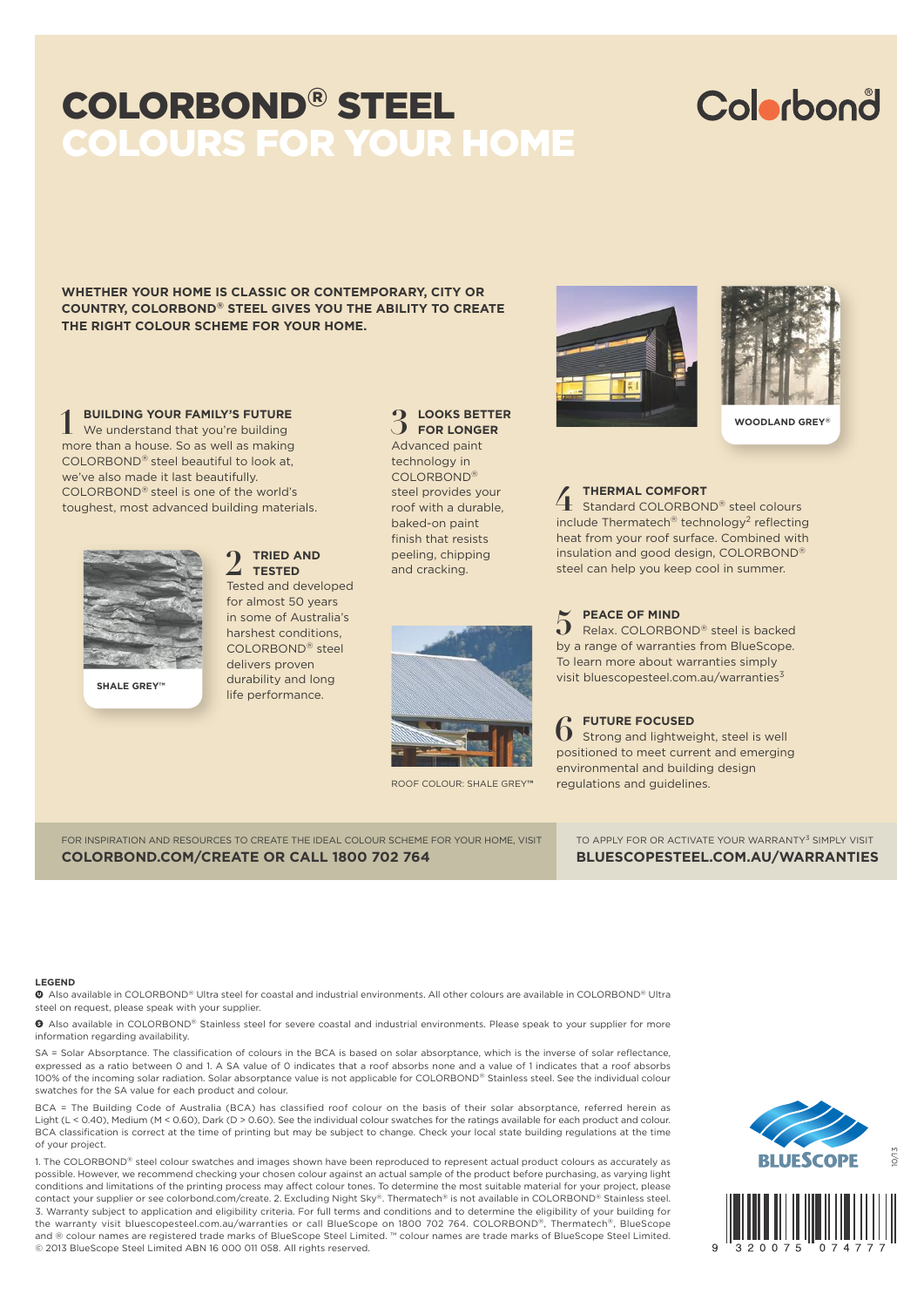# COLORBOND® STEEL COLOURS FOR YOUR HOME

Colorbond®

**WHETHER YOUR HOME IS CLASSIC OR CONTEMPORARY, CITY OR COUNTRY, COLORBOND® STEEL GIVES YOU THE ABILITY TO CREATE THE RIGHT COLOUR SCHEME FOR YOUR HOME.**

### 1 BUILDING YOUR FAMILY'S FUTURE

We understand that you're building more than a house. So as well as making COLORBOND® steel beautiful to look at, we've also made it last beautifully. COLORBOND® steel is one of the world's toughest, most advanced building materials.

SHALE GREY™

### 2 TRIED AND TESTED

Tested and developed for almost 50 years in some of Australia's harshest conditions, COLORBOND® steel delivers proven durability and long life performance.

### 3 LOOKS BETTER FOR LONGER

Advanced paint technology in COLORBOND® steel provides your roof with a durable, baked-on paint finish that resists peeling, chipping and cracking.

ROOF COLOUR: SHALE GREY™

WOODLAND GREY®

### 4 THERMAL COMFORT

Standard COLORBOND® steel colours include Thermatech® technology[2] reflecting heat from your roof surface. Combined with insulation and good design, COLORBOND® steel can help you keep cool in summer.

### 5 PEACE OF MIND

Relax. COLORBOND® steel is backed by a range of warranties from BlueScope. To learn more about warranties simply visit bluescopesteel.com.au/warranties[3]

### 6 FUTURE FOCUSED

Strong and lightweight, steel is well positioned to meet current and emerging environmental and building design regulations and guidelines.

FOR INSPIRATION AND RESOURCES TO CREATE THE IDEAL COLOUR SCHEME FOR YOUR HOME, VISIT
**COLORBOND.COM/CREATE OR CALL 1800 702 764**

TO APPLY FOR OR ACTIVATE YOUR WARRANTY[3] SIMPLY VISIT
**BLUESCOPESTEEL.COM.AU/WARRANTIES**

**LEGEND**

❶ Also available in COLORBOND® Ultra steel for coastal and industrial environments. All other colours are available in COLORBOND® Ultra steel on request, please speak with your supplier.

❷ Also available in COLORBOND® Stainless steel for severe coastal and industrial environments. Please speak to your supplier for more information regarding availability.

SA = Solar Absorptance. The classification of colours in the BCA is based on solar absorptance, which is the inverse of solar reflectance, expressed as a ratio between 0 and 1. A SA value of 0 indicates that a roof absorbs none and a value of 1 indicates that a roof absorbs 100% of the incoming solar radiation. Solar absorptance value is not applicable for COLORBOND® Stainless steel. See the individual colour swatches for the SA value for each product and colour.

BCA = The Building Code of Australia (BCA) has classified roof colour on the basis of their solar absorptance, referred herein as Light (L < 0.40), Medium (M < 0.60), Dark (D > 0.60). See the individual colour swatches for the ratings available for each product and colour. BCA classification is correct at the time of printing but may be subject to change. Check your local state building regulations at the time of your project.

1. The COLORBOND® steel colour swatches and images shown have been reproduced to represent actual product colours as accurately as possible. However, we recommend checking your chosen colour against an actual sample of the product before purchasing, as varying light conditions and limitations of the printing process may affect colour tones. To determine the most suitable material for your project, please contact your supplier or see colorbond.com/create. 2. Excluding Night Sky®. Thermatech® is not available in COLORBOND® Stainless steel. 3. Warranty subject to application and eligibility criteria. For full terms and conditions and to determine the eligibility of your building for the warranty visit bluescopesteel.com.au/warranties or call BlueScope on 1800 702 764. COLORBOND®, Thermatech®, BlueScope and ® colour names are registered trade marks of BlueScope Steel Limited. ™ colour names are trade marks of BlueScope Steel Limited. © 2013 BlueScope Steel Limited ABN 16 000 011 058. All rights reserved.

BLUESCOPE

10/13

9 320075 074777